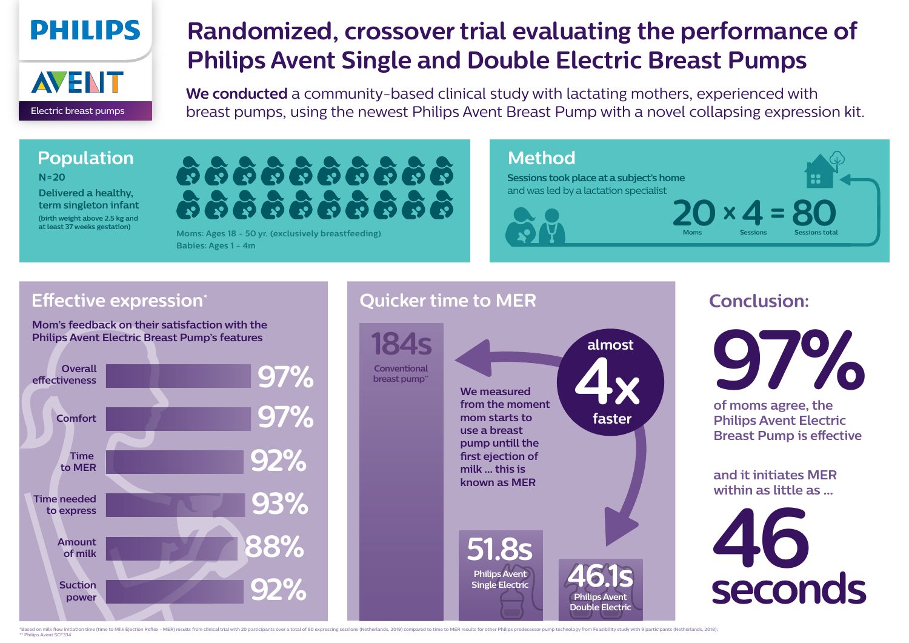PHILIPS

AVENT

Electric breast pumps

# Randomized, crossover trial evaluating the performance of Philips Avent Single and Double Electric Breast Pumps

**We conducted** a community-based clinical study with lactating mothers, experienced with breast pumps, using the newest Philips Avent Breast Pump with a novel collapsing expression kit.

## Population

N=20

Delivered a healthy, term singleton infant

(birth weight above 2.5 kg and at least 37 weeks gestation)

Moms: Ages 18 - 50 yr. (exclusively breastfeeding)

Babies: Ages 1 - 4m

## Method

Sessions took place at a subject's home and was led by a lactation specialist

20 × 4 = 80

Moms | Sessions | Sessions total

## Effective expression*

Mom's feedback on their satisfaction with the Philips Avent Electric Breast Pump's features

Overall effectiveness 97%

Comfort 97%

Time to MER 92%

Time needed to express 93%

Amount of milk 88%

Suction power 92%

## Quicker time to MER

184s Conventional breast pump**

We measured from the moment mom starts to use a breast pump untill the first ejection of milk ... this is known as MER

almost 4x faster

51.8s Philips Avent Single Electric

46.1s Philips Avent Double Electric

## Conclusion:

**97%** of moms agree, the Philips Avent Electric Breast Pump is effective

and it initiates MER within as little as ...

**46 seconds**

*Based on milk flow initiation time (time to Milk Ejection Reflex - MER) results from clinical trial with 20 participants over a total of 80 expressing sessions (Netherlands, 2019) compared to time to MER results for other Philips predecessor pump technology from Feasibility study with 9 participants (Netherlands, 2018);

** Philips Avent SCF334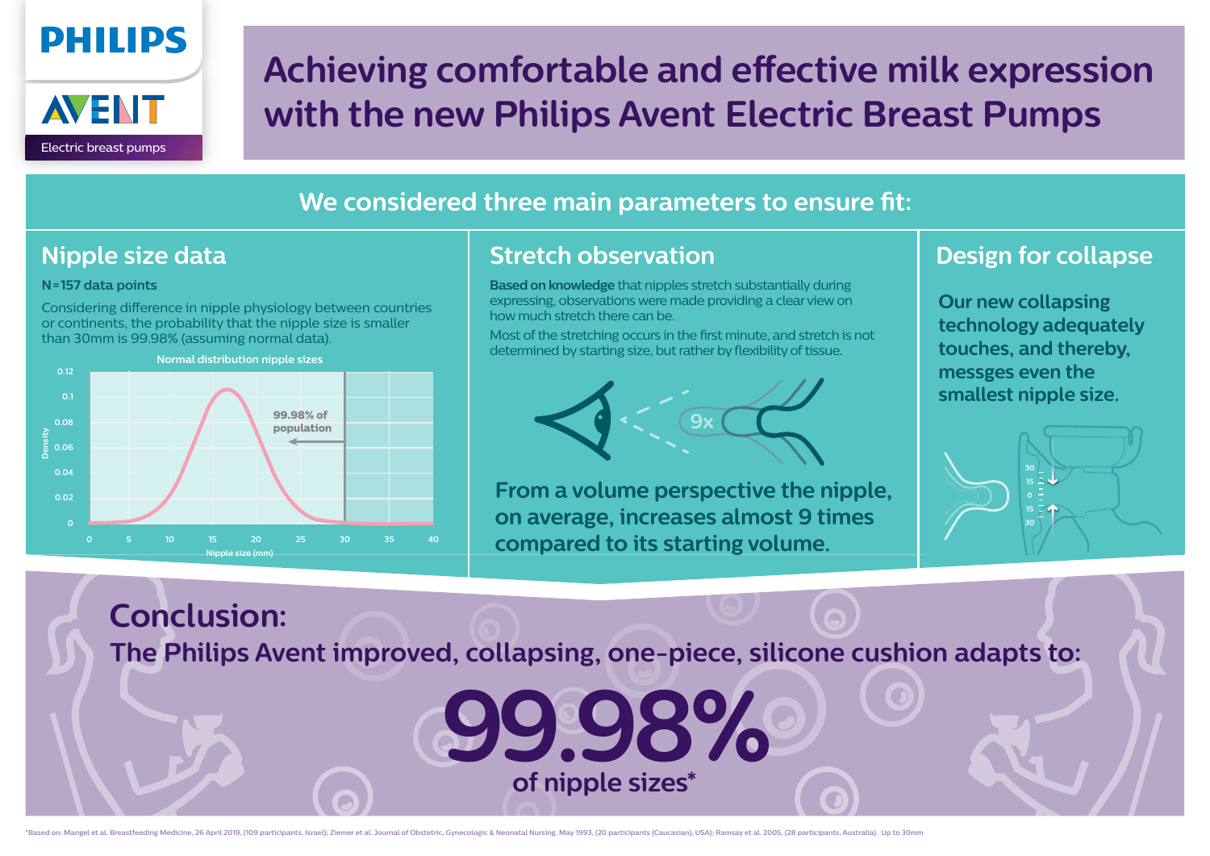PHILIPS

AVENT

Electric breast pumps

# Achieving comfortable and effective milk expression with the new Philips Avent Electric Breast Pumps

## We considered three main parameters to ensure fit:

### Nipple size data

**N=157 data points**

Considering difference in nipple physiology between countries or continents, the probability that the nipple size is smaller than 30mm is 99.98% (assuming normal data).

Normal distribution nipple sizes

0.12
0.1
0.08
0.06
0.04
0.02
0

Density

99.98% of population

0 5 10 15 20 25 30 35 40

Nipple size (mm)

### Stretch observation

**Based on knowledge** that nipples stretch substantially during expressing, observations were made providing a clear view on how much stretch there can be.

Most of the stretching occurs in the first minute, and stretch is not determined by starting size, but rather by flexibility of tissue.

9x

From a volume perspective the nipple, on average, increases almost 9 times compared to its starting volume.

### Design for collapse

Our new collapsing technology adequately touches, and thereby, messges even the smallest nipple size.

30
15
0
15
30

## Conclusion:

The Philips Avent improved, collapsing, one-piece, silicone cushion adapts to:

# 99.98%

of nipple sizes*

*Based on: Mangel et al. Breastfeeding Medicine, 26 April 2019, (109 participants, Israel); Ziemer et al. Journal of Obstetric, Gynecologic & Neonatal Nursing, May 1993, (20 participants (Caucasian), USA); Ramsay et al. 2005, (28 participants, Australia). Up to 30mm